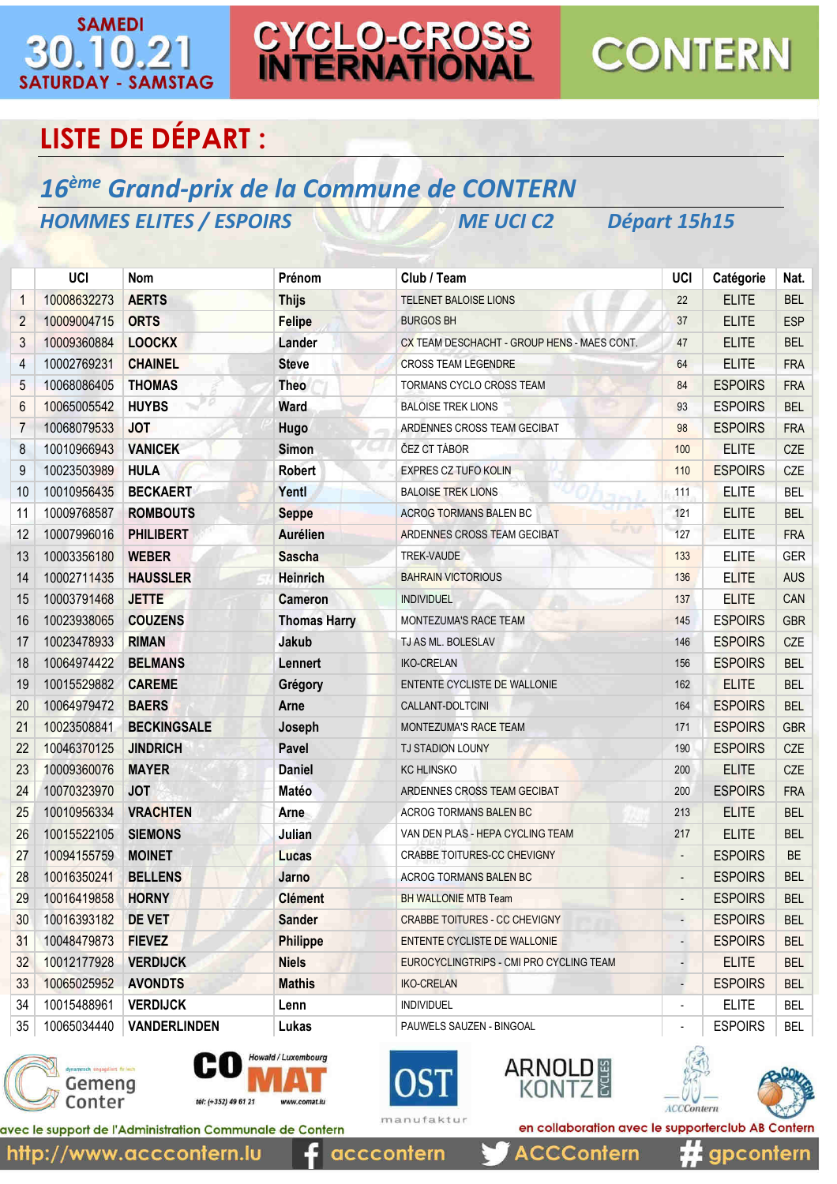SAMEDI **30.10.21** SATURDAY - SAMSTAG

# CYCLO-CROSS INTERNATIONAL CONTERN

## LISTE DE DÉPART :

### *16ème Grand-prix de la Commune de CONTERN*

***HOMMES ELITES / ESPOIRS*** ***ME UCI C2*** ***Départ 15h15***

| | UCI | Nom | Prénom | Club / Team | UCI | Catégorie | Nat. |
|---|---|---|---|---|---|---|---|
| 1 | 10008632273 | AERTS | Thijs | TELENET BALOISE LIONS | 22 | ELITE | BEL |
| 2 | 10009004715 | ORTS | Felipe | BURGOS BH | 37 | ELITE | ESP |
| 3 | 10009360884 | LOOCKX | Lander | CX TEAM DESCHACHT - GROUP HENS - MAES CONT. | 47 | ELITE | BEL |
| 4 | 10002769231 | CHAINEL | Steve | CROSS TEAM LEGENDRE | 64 | ELITE | FRA |
| 5 | 10068086405 | THOMAS | Theo | TORMANS CYCLO CROSS TEAM | 84 | ESPOIRS | FRA |
| 6 | 10065005542 | HUYBS | Ward | BALOISE TREK LIONS | 93 | ESPOIRS | BEL |
| 7 | 10068079533 | JOT | Hugo | ARDENNES CROSS TEAM GECIBAT | 98 | ESPOIRS | FRA |
| 8 | 10010966943 | VANICEK | Simon | ČEZ CT TÁBOR | 100 | ELITE | CZE |
| 9 | 10023503989 | HULA | Robert | EXPRES CZ TUFO KOLIN | 110 | ESPOIRS | CZE |
| 10 | 10010956435 | BECKAERT | Yentl | BALOISE TREK LIONS | 111 | ELITE | BEL |
| 11 | 10009768587 | ROMBOUTS | Seppe | ACROG TORMANS BALEN BC | 121 | ELITE | BEL |
| 12 | 10007996016 | PHILIBERT | Aurélien | ARDENNES CROSS TEAM GECIBAT | 127 | ELITE | FRA |
| 13 | 10003356180 | WEBER | Sascha | TREK-VAUDE | 133 | ELITE | GER |
| 14 | 10002711435 | HAUSSLER | Heinrich | BAHRAIN VICTORIOUS | 136 | ELITE | AUS |
| 15 | 10003791468 | JETTE | Cameron | INDIVIDUEL | 137 | ELITE | CAN |
| 16 | 10023938065 | COUZENS | Thomas Harry | MONTEZUMA'S RACE TEAM | 145 | ESPOIRS | GBR |
| 17 | 10023478933 | RIMAN | Jakub | TJ AS ML. BOLESLAV | 146 | ESPOIRS | CZE |
| 18 | 10064974422 | BELMANS | Lennert | IKO-CRELAN | 156 | ESPOIRS | BEL |
| 19 | 10015529882 | CAREME | Grégory | ENTENTE CYCLISTE DE WALLONIE | 162 | ELITE | BEL |
| 20 | 10064979472 | BAERS | Arne | CALLANT-DOLTCINI | 164 | ESPOIRS | BEL |
| 21 | 10023508841 | BECKINGSALE | Joseph | MONTEZUMA'S RACE TEAM | 171 | ESPOIRS | GBR |
| 22 | 10046370125 | JINDRICH | Pavel | TJ STADION LOUNY | 190 | ESPOIRS | CZE |
| 23 | 10009360076 | MAYER | Daniel | KC HLINSKO | 200 | ELITE | CZE |
| 24 | 10070323970 | JOT | Matéo | ARDENNES CROSS TEAM GECIBAT | 200 | ESPOIRS | FRA |
| 25 | 10010956334 | VRACHTEN | Arne | ACROG TORMANS BALEN BC | 213 | ELITE | BEL |
| 26 | 10015522105 | SIEMONS | Julian | VAN DEN PLAS - HEPA CYCLING TEAM | 217 | ELITE | BEL |
| 27 | 10094155759 | MOINET | Lucas | CRABBE TOITURES-CC CHEVIGNY | - | ESPOIRS | BE |
| 28 | 10016350241 | BELLENS | Jarno | ACROG TORMANS BALEN BC | - | ESPOIRS | BEL |
| 29 | 10016419858 | HORNY | Clément | BH WALLONIE MTB Team | - | ESPOIRS | BEL |
| 30 | 10016393182 | DE VET | Sander | CRABBE TOITURES - CC CHEVIGNY | - | ESPOIRS | BEL |
| 31 | 10048479873 | FIEVEZ | Philippe | ENTENTE CYCLISTE DE WALLONIE | - | ESPOIRS | BEL |
| 32 | 10012177928 | VERDIJCK | Niels | EUROCYCLINGTRIPS - CMI PRO CYCLING TEAM | - | ELITE | BEL |
| 33 | 10065025952 | AVONDTS | Mathis | IKO-CRELAN | - | ESPOIRS | BEL |
| 34 | 10015488961 | VERDIJCK | Lenn | INDIVIDUEL | - | ELITE | BEL |
| 35 | 10065034440 | VANDERLINDEN | Lukas | PAUWELS SAUZEN - BINGOAL | - | ESPOIRS | BEL |

avec le support de l'Administration Communale de Contern

en collaboration avec le supporterclub AB Contern

http://www.acccontern.lu | acccontern | ACCContern | #gpcontern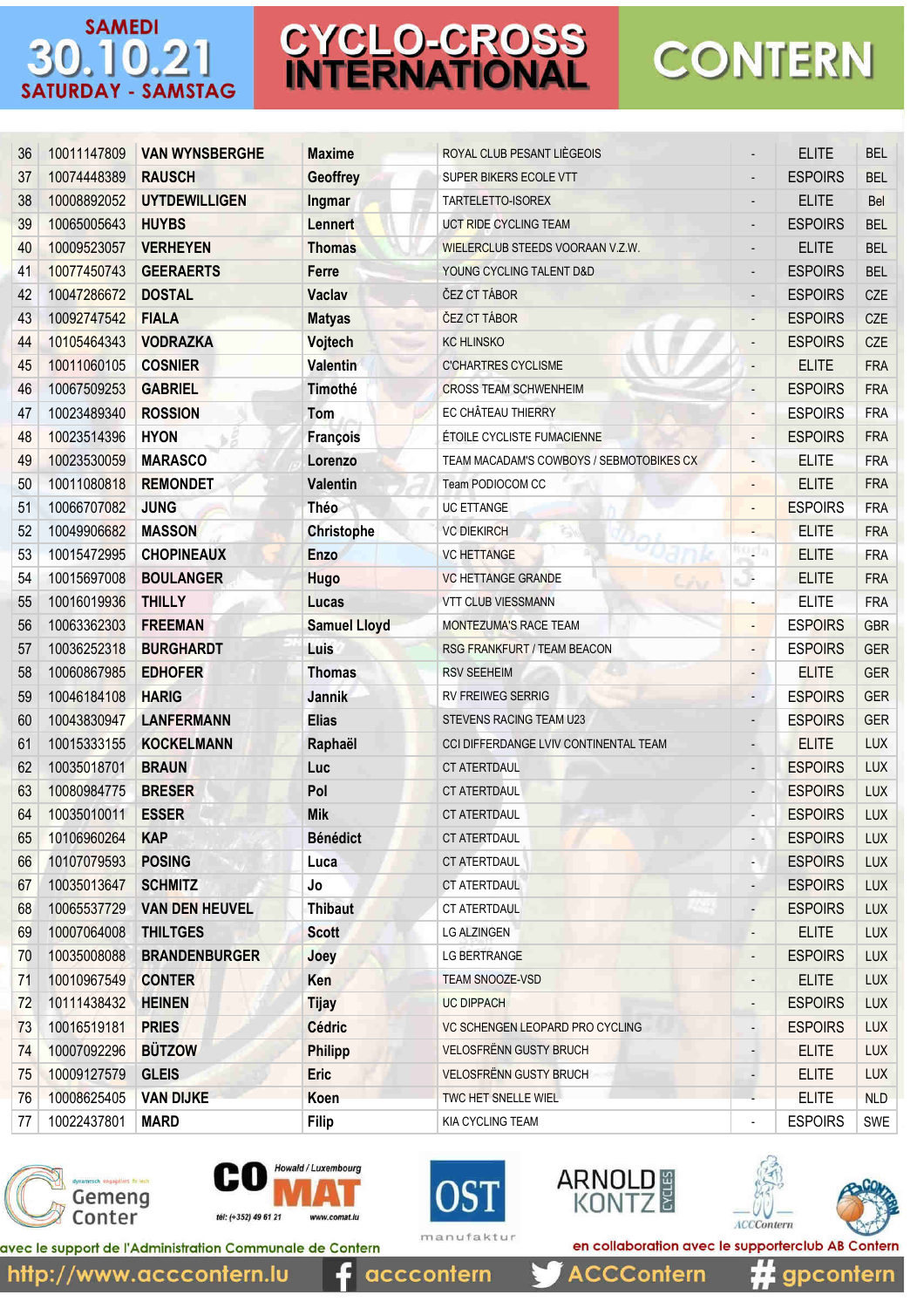# SAMEDI 30.10.21 SATURDAY - SAMSTAG

# CYCLO-CROSS INTERNATIONAL

# CONTERN

| | | | | | | | |
|---|---|---|---|---|---|---|---|
| 36 | 10011147809 | VAN WYNSBERGHE | Maxime | ROYAL CLUB PESANT LIÈGEOIS | - | ELITE | BEL |
| 37 | 10074448389 | RAUSCH | Geoffrey | SUPER BIKERS ECOLE VTT | - | ESPOIRS | BEL |
| 38 | 10008892052 | UYTDEWILLIGEN | Ingmar | TARTELETTO-ISOREX | - | ELITE | Bel |
| 39 | 10065005643 | HUYBS | Lennert | UCT RIDE CYCLING TEAM | - | ESPOIRS | BEL |
| 40 | 10009523057 | VERHEYEN | Thomas | WIELERCLUB STEEDS VOORAAN V.Z.W. | - | ELITE | BEL |
| 41 | 10077450743 | GEERAERTS | Ferre | YOUNG CYCLING TALENT D&D | - | ESPOIRS | BEL |
| 42 | 10047286672 | DOSTAL | Vaclav | ČEZ CT TÁBOR | - | ESPOIRS | CZE |
| 43 | 10092747542 | FIALA | Matyas | ČEZ CT TÁBOR | - | ESPOIRS | CZE |
| 44 | 10105464343 | VODRAZKA | Vojtech | KC HLINSKO | - | ESPOIRS | CZE |
| 45 | 10011060105 | COSNIER | Valentin | C'CHARTRES CYCLISME | - | ELITE | FRA |
| 46 | 10067509253 | GABRIEL | Timothé | CROSS TEAM SCHWENHEIM | - | ESPOIRS | FRA |
| 47 | 10023489340 | ROSSION | Tom | EC CHÂTEAU THIERRY | - | ESPOIRS | FRA |
| 48 | 10023514396 | HYON | François | ÉTOILE CYCLISTE FUMACIENNE | - | ESPOIRS | FRA |
| 49 | 10023530059 | MARASCO | Lorenzo | TEAM MACADAM'S COWBOYS / SEBMOTOBIKES CX | - | ELITE | FRA |
| 50 | 10011080818 | REMONDET | Valentin | Team PODIOCOM CC | - | ELITE | FRA |
| 51 | 10066707082 | JUNG | Théo | UC ETTANGE | - | ESPOIRS | FRA |
| 52 | 10049906682 | MASSON | Christophe | VC DIEKIRCH | - | ELITE | FRA |
| 53 | 10015472995 | CHOPINEAUX | Enzo | VC HETTANGE | - | ELITE | FRA |
| 54 | 10015697008 | BOULANGER | Hugo | VC HETTANGE GRANDE | - | ELITE | FRA |
| 55 | 10016019936 | THILLY | Lucas | VTT CLUB VIESSMANN | - | ELITE | FRA |
| 56 | 10063362303 | FREEMAN | Samuel Lloyd | MONTEZUMA'S RACE TEAM | - | ESPOIRS | GBR |
| 57 | 10036252318 | BURGHARDT | Luis | RSG FRANKFURT / TEAM BEACON | - | ESPOIRS | GER |
| 58 | 10060867985 | EDHOFER | Thomas | RSV SEEHEIM | - | ELITE | GER |
| 59 | 10046184108 | HARIG | Jannik | RV FREIWEG SERRIG | - | ESPOIRS | GER |
| 60 | 10043830947 | LANFERMANN | Elias | STEVENS RACING TEAM U23 | - | ESPOIRS | GER |
| 61 | 10015333155 | KOCKELMANN | Raphaël | CCI DIFFERDANGE LVIV CONTINENTAL TEAM | - | ELITE | LUX |
| 62 | 10035018701 | BRAUN | Luc | CT ATERTDAUL | - | ESPOIRS | LUX |
| 63 | 10080984775 | BRESER | Pol | CT ATERTDAUL | - | ESPOIRS | LUX |
| 64 | 10035010011 | ESSER | Mik | CT ATERTDAUL | - | ESPOIRS | LUX |
| 65 | 10106960264 | KAP | Bénédict | CT ATERTDAUL | - | ESPOIRS | LUX |
| 66 | 10107079593 | POSING | Luca | CT ATERTDAUL | - | ESPOIRS | LUX |
| 67 | 10035013647 | SCHMITZ | Jo | CT ATERTDAUL | - | ESPOIRS | LUX |
| 68 | 10065537729 | VAN DEN HEUVEL | Thibaut | CT ATERTDAUL | - | ESPOIRS | LUX |
| 69 | 10007064008 | THILTGES | Scott | LG ALZINGEN | - | ELITE | LUX |
| 70 | 10035008088 | BRANDENBURGER | Joey | LG BERTRANGE | - | ESPOIRS | LUX |
| 71 | 10010967549 | CONTER | Ken | TEAM SNOOZE-VSD | - | ELITE | LUX |
| 72 | 10111438432 | HEINEN | Tijay | UC DIPPACH | - | ESPOIRS | LUX |
| 73 | 10016519181 | PRIES | Cédric | VC SCHENGEN LEOPARD PRO CYCLING | - | ESPOIRS | LUX |
| 74 | 10007092296 | BÜTZOW | Philipp | VELOSFRËNN GUSTY BRUCH | - | ELITE | LUX |
| 75 | 10009127579 | GLEIS | Eric | VELOSFRËNN GUSTY BRUCH | - | ELITE | LUX |
| 76 | 10008625405 | VAN DIJKE | Koen | TWC HET SNELLE WIEL | - | ELITE | NLD |
| 77 | 10022437801 | MARD | Filip | KIA CYCLING TEAM | - | ESPOIRS | SWE |

Gemeng Conter — COMAT Howald / Luxembourg tél: (+352) 49 61 21 www.comat.lu — OST manufaktur — ARNOLD KONTZ CYCLES — ACCContern — AB Contern

avec le support de l'Administration Communale de Contern

en collaboration avec le supporterclub AB Contern

http://www.acccontern.lu | acccontern | ACCContern | # gpcontern